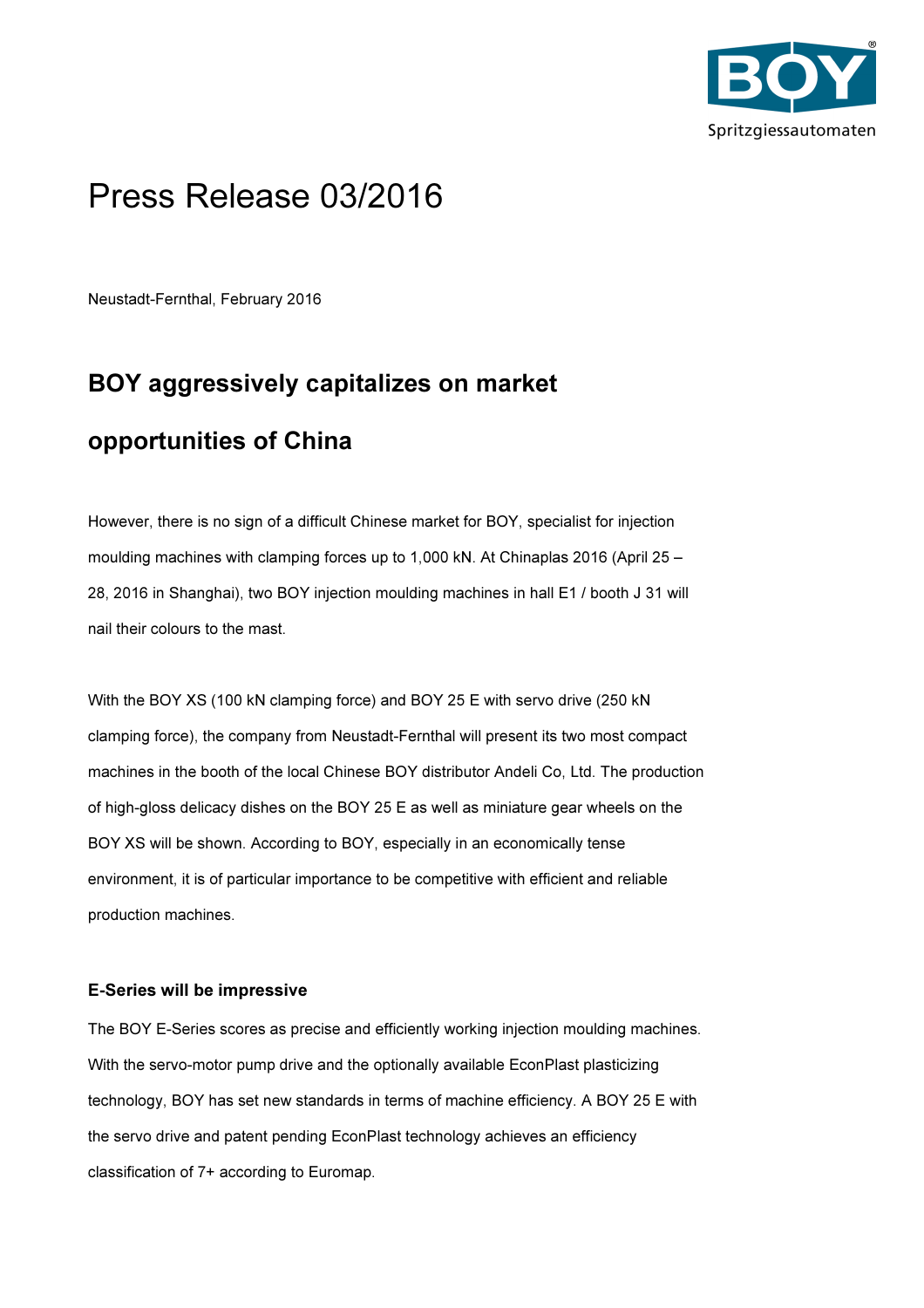# Press Release 03/2016

Neustadt-Fernthal, February 2016

## BOY aggressively capitalizes on market opportunities of China

However, there is no sign of a difficult Chinese market for BOY, specialist for injection moulding machines with clamping forces up to 1,000 kN. At Chinaplas 2016 (April 25 – 28, 2016 in Shanghai), two BOY injection moulding machines in hall E1 / booth J 31 will nail their colours to the mast.

With the BOY XS (100 kN clamping force) and BOY 25 E with servo drive (250 kN clamping force), the company from Neustadt-Fernthal will present its two most compact machines in the booth of the local Chinese BOY distributor Andeli Co, Ltd. The production of high-gloss delicacy dishes on the BOY 25 E as well as miniature gear wheels on the BOY XS will be shown. According to BOY, especially in an economically tense environment, it is of particular importance to be competitive with efficient and reliable production machines.

### E-Series will be impressive

The BOY E-Series scores as precise and efficiently working injection moulding machines. With the servo-motor pump drive and the optionally available EconPlast plasticizing technology, BOY has set new standards in terms of machine efficiency. A BOY 25 E with the servo drive and patent pending EconPlast technology achieves an efficiency classification of 7+ according to Euromap.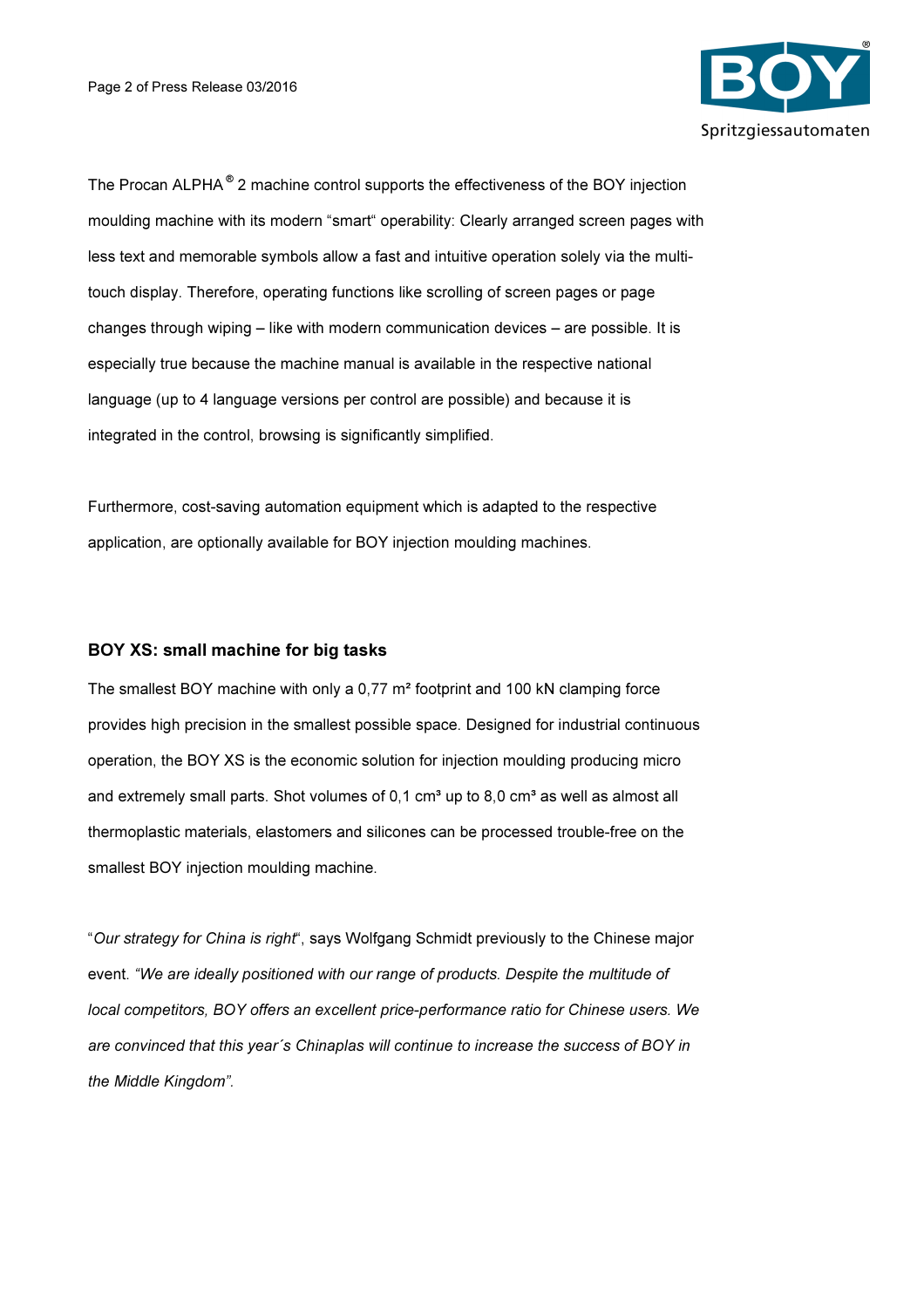The Procan ALPHA® 2 machine control supports the effectiveness of the BOY injection moulding machine with its modern "smart" operability: Clearly arranged screen pages with less text and memorable symbols allow a fast and intuitive operation solely via the multi-touch display. Therefore, operating functions like scrolling of screen pages or page changes through wiping – like with modern communication devices – are possible. It is especially true because the machine manual is available in the respective national language (up to 4 language versions per control are possible) and because it is integrated in the control, browsing is significantly simplified.

Furthermore, cost-saving automation equipment which is adapted to the respective application, are optionally available for BOY injection moulding machines.

### BOY XS: small machine for big tasks

The smallest BOY machine with only a 0,77 m² footprint and 100 kN clamping force provides high precision in the smallest possible space. Designed for industrial continuous operation, the BOY XS is the economic solution for injection moulding producing micro and extremely small parts. Shot volumes of 0,1 cm³ up to 8,0 cm³ as well as almost all thermoplastic materials, elastomers and silicones can be processed trouble-free on the smallest BOY injection moulding machine.

"*Our strategy for China is right*", says Wolfgang Schmidt previously to the Chinese major event. *"We are ideally positioned with our range of products. Despite the multitude of local competitors, BOY offers an excellent price-performance ratio for Chinese users. We are convinced that this year´s Chinaplas will continue to increase the success of BOY in the Middle Kingdom"*.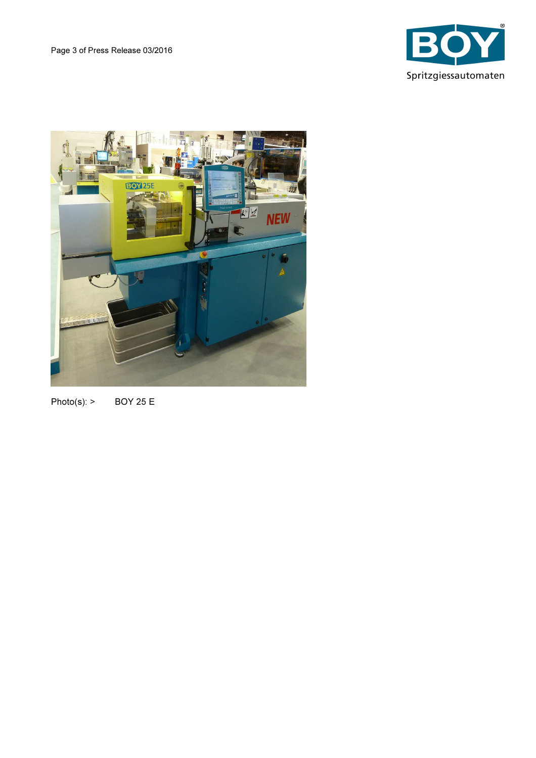Photo(s): > BOY 25 E